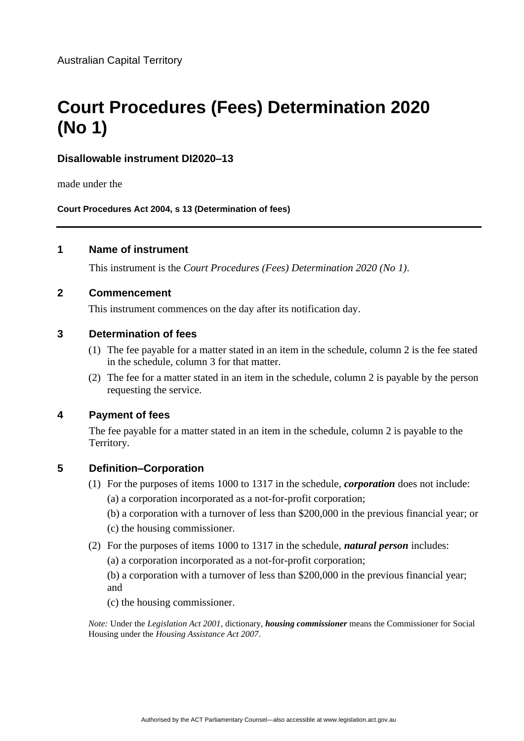Australian Capital Territory

# Court Procedures (Fees) Determination 2020 (No 1)

**Disallowable instrument DI2020–13**

made under the

**Court Procedures Act 2004, s 13 (Determination of fees)**

---

## 1 Name of instrument

This instrument is the *Court Procedures (Fees) Determination 2020 (No 1)*.

## 2 Commencement

This instrument commences on the day after its notification day.

## 3 Determination of fees

(1) The fee payable for a matter stated in an item in the schedule, column 2 is the fee stated in the schedule, column 3 for that matter.

(2) The fee for a matter stated in an item in the schedule, column 2 is payable by the person requesting the service.

## 4 Payment of fees

The fee payable for a matter stated in an item in the schedule, column 2 is payable to the Territory.

## 5 Definition–Corporation

(1) For the purposes of items 1000 to 1317 in the schedule, ***corporation*** does not include:

(a) a corporation incorporated as a not-for-profit corporation;

(b) a corporation with a turnover of less than $200,000 in the previous financial year; or

(c) the housing commissioner.

(2) For the purposes of items 1000 to 1317 in the schedule, ***natural person*** includes:

(a) a corporation incorporated as a not-for-profit corporation;

(b) a corporation with a turnover of less than $200,000 in the previous financial year; and

(c) the housing commissioner.

*Note:* Under the *Legislation Act 2001*, dictionary, ***housing commissioner*** means the Commissioner for Social Housing under the *Housing Assistance Act 2007*.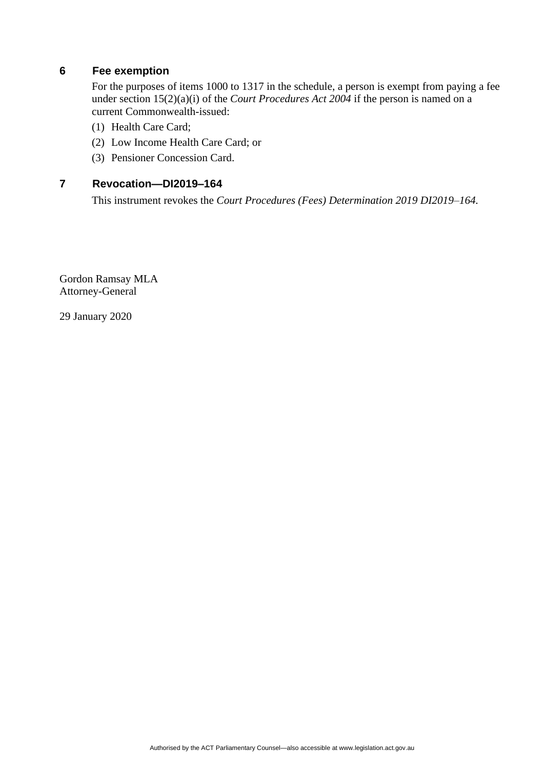## 6 Fee exemption

For the purposes of items 1000 to 1317 in the schedule, a person is exempt from paying a fee under section 15(2)(a)(i) of the *Court Procedures Act 2004* if the person is named on a current Commonwealth-issued:

(1) Health Care Card;

(2) Low Income Health Care Card; or

(3) Pensioner Concession Card.

## 7 Revocation—DI2019–164

This instrument revokes the *Court Procedures (Fees) Determination 2019 DI2019–164.*

Gordon Ramsay MLA
Attorney-General

29 January 2020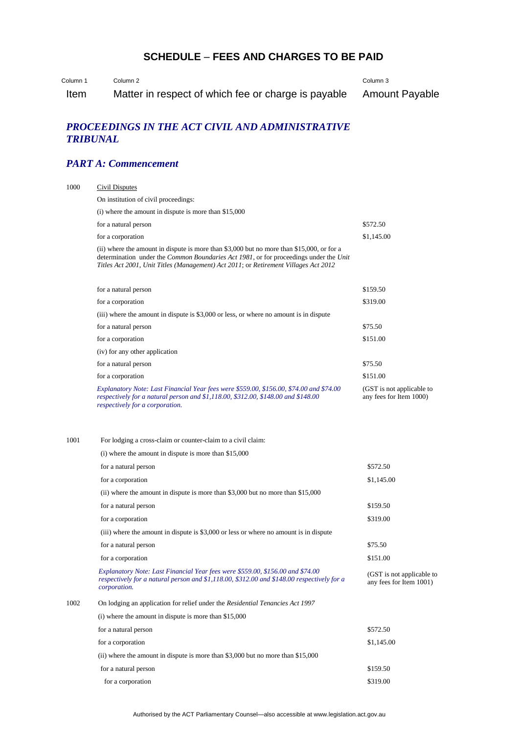# SCHEDULE – FEES AND CHARGES TO BE PAID

| Column 1<br>Item | Column 2<br>Matter in respect of which fee or charge is payable | Column 3<br>Amount Payable |
|---|---|---|

## *PROCEEDINGS IN THE ACT CIVIL AND ADMINISTRATIVE TRIBUNAL*

## *PART A: Commencement*

| Item | Matter in respect of which fee or charge is payable | Amount Payable |
|---|---|---|
| 1000 | Civil Disputes | |
| | On institution of civil proceedings: | |
| | (i) where the amount in dispute is more than $15,000 | |
| | for a natural person | $572.50 |
| | for a corporation | $1,145.00 |
| | (ii) where the amount in dispute is more than $3,000 but no more than $15,000, or for a determination under the *Common Boundaries Act 1981*, or for proceedings under the *Unit Titles Act 2001*, *Unit Titles (Management) Act 2011*; or *Retirement Villages Act 2012* | |
| | for a natural person | $159.50 |
| | for a corporation | $319.00 |
| | (iii) where the amount in dispute is $3,000 or less, or where no amount is in dispute | |
| | for a natural person | $75.50 |
| | for a corporation | $151.00 |
| | (iv) for any other application | |
| | for a natural person | $75.50 |
| | for a corporation | $151.00 |
| | *Explanatory Note: Last Financial Year fees were $559.00, $156.00, $74.00 and $74.00 respectively for a natural person and $1,118.00, $312.00, $148.00 and $148.00 respectively for a corporation.* | (GST is not applicable to any fees for Item 1000) |
| 1001 | For lodging a cross-claim or counter-claim to a civil claim: | |
| | (i) where the amount in dispute is more than $15,000 | |
| | for a natural person | $572.50 |
| | for a corporation | $1,145.00 |
| | (ii) where the amount in dispute is more than $3,000 but no more than $15,000 | |
| | for a natural person | $159.50 |
| | for a corporation | $319.00 |
| | (iii) where the amount in dispute is $3,000 or less or where no amount is in dispute | |
| | for a natural person | $75.50 |
| | for a corporation | $151.00 |
| | *Explanatory Note: Last Financial Year fees were $559.00, $156.00 and $74.00 respectively for a natural person and $1,118.00, $312.00 and $148.00 respectively for a corporation.* | (GST is not applicable to any fees for Item 1001) |
| 1002 | On lodging an application for relief under the *Residential Tenancies Act 1997* | |
| | (i) where the amount in dispute is more than $15,000 | |
| | for a natural person | $572.50 |
| | for a corporation | $1,145.00 |
| | (ii) where the amount in dispute is more than $3,000 but no more than $15,000 | |
| | for a natural person | $159.50 |
| | for a corporation | $319.00 |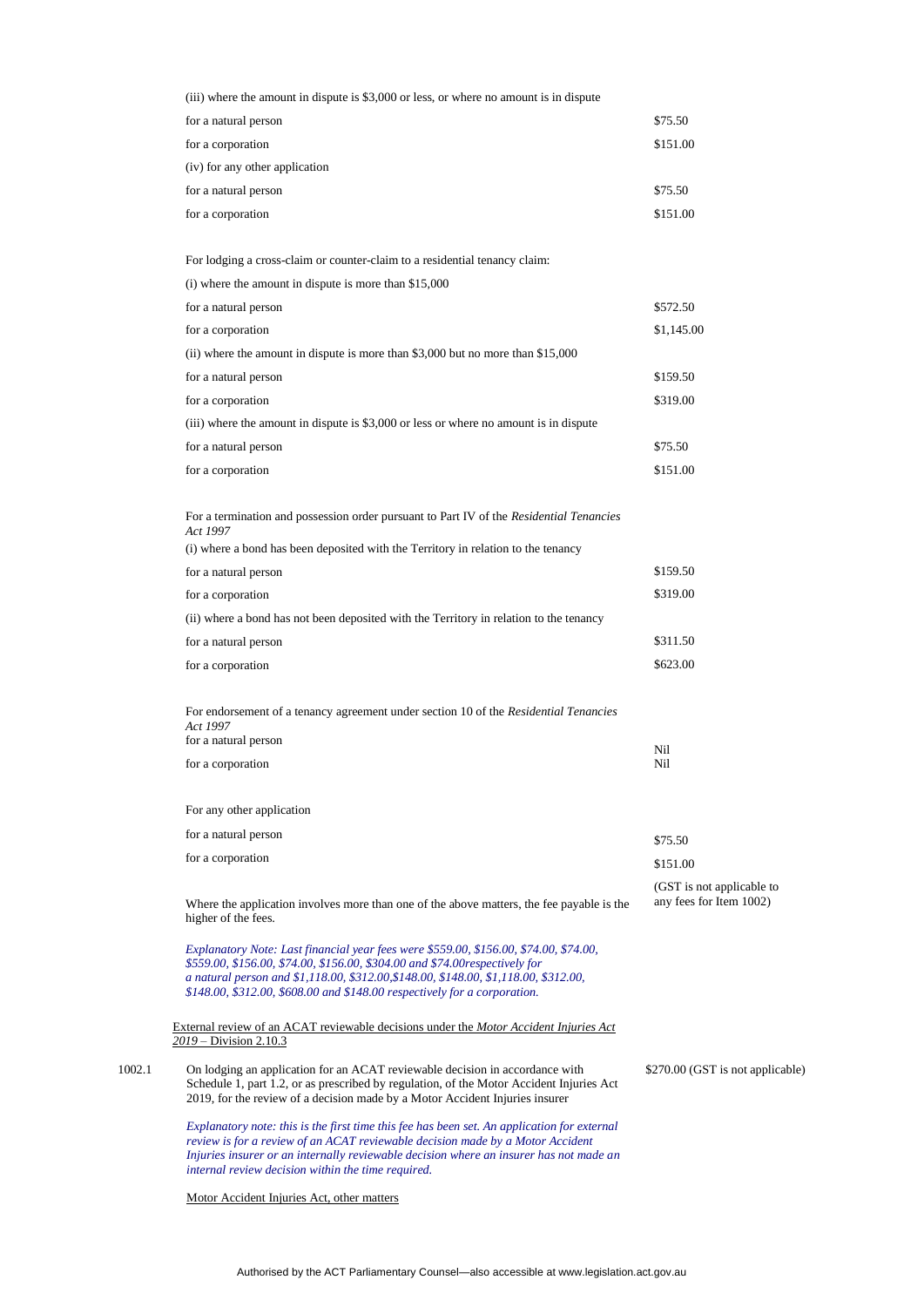| | | |
|---|---|---|
| | (iii) where the amount in dispute is $3,000 or less, or where no amount is in dispute | |
| | for a natural person | $75.50 |
| | for a corporation | $151.00 |
| | (iv) for any other application | |
| | for a natural person | $75.50 |
| | for a corporation | $151.00 |
| | For lodging a cross-claim or counter-claim to a residential tenancy claim: | |
| | (i) where the amount in dispute is more than $15,000 | |
| | for a natural person | $572.50 |
| | for a corporation | $1,145.00 |
| | (ii) where the amount in dispute is more than $3,000 but no more than $15,000 | |
| | for a natural person | $159.50 |
| | for a corporation | $319.00 |
| | (iii) where the amount in dispute is $3,000 or less or where no amount is in dispute | |
| | for a natural person | $75.50 |
| | for a corporation | $151.00 |
| | For a termination and possession order pursuant to Part IV of the *Residential Tenancies Act 1997* | |
| | (i) where a bond has been deposited with the Territory in relation to the tenancy | |
| | for a natural person | $159.50 |
| | for a corporation | $319.00 |
| | (ii) where a bond has not been deposited with the Territory in relation to the tenancy | |
| | for a natural person | $311.50 |
| | for a corporation | $623.00 |
| | For endorsement of a tenancy agreement under section 10 of the *Residential Tenancies Act 1997* | |
| | for a natural person | Nil |
| | for a corporation | Nil |
| | For any other application | |
| | for a natural person | $75.50 |
| | for a corporation | $151.00 |
| | Where the application involves more than one of the above matters, the fee payable is the higher of the fees. | (GST is not applicable to any fees for Item 1002) |
| | *Explanatory Note: Last financial year fees were $559.00, $156.00, $74.00, $74.00, $559.00, $156.00, $74.00, $156.00, $304.00 and $74.00respectively for a natural person and $1,118.00, $312.00,$148.00, $148.00, $1,118.00, $312.00, $148.00, $312.00, $608.00 and $148.00 respectively for a corporation.* | |
| | External review of an ACAT reviewable decisions under the *Motor Accident Injuries Act 2019* – Division 2.10.3 | |
| 1002.1 | On lodging an application for an ACAT reviewable decision in accordance with Schedule 1, part 1.2, or as prescribed by regulation, of the Motor Accident Injuries Act 2019, for the review of a decision made by a Motor Accident Injuries insurer | $270.00 (GST is not applicable) |
| | *Explanatory note: this is the first time this fee has been set. An application for external review is for a review of an ACAT reviewable decision made by a Motor Accident Injuries insurer or an internally reviewable decision where an insurer has not made an internal review decision within the time required.* | |
| | Motor Accident Injuries Act, other matters | |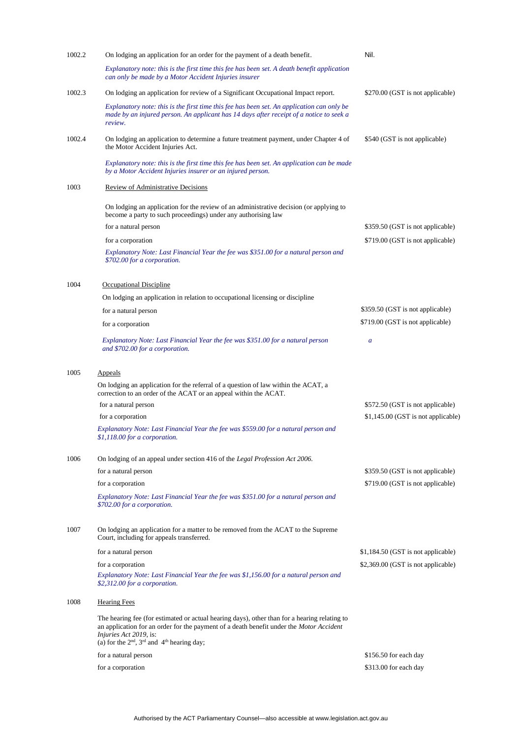| | | |
|---|---|---|
| 1002.2 | On lodging an application for an order for the payment of a death benefit. | Nil. |
| | *Explanatory note: this is the first time this fee has been set. A death benefit application can only be made by a Motor Accident Injuries insurer* | |
| 1002.3 | On lodging an application for review of a Significant Occupational Impact report. | $270.00 (GST is not applicable) |
| | *Explanatory note: this is the first time this fee has been set. An application can only be made by an injured person. An applicant has 14 days after receipt of a notice to seek a review.* | |
| 1002.4 | On lodging an application to determine a future treatment payment, under Chapter 4 of the Motor Accident Injuries Act. | $540 (GST is not applicable) |
| | *Explanatory note: this is the first time this fee has been set. An application can be made by a Motor Accident Injuries insurer or an injured person.* | |
| 1003 | Review of Administrative Decisions | |
| | On lodging an application for the review of an administrative decision (or applying to become a party to such proceedings) under any authorising law | |
| | for a natural person | $359.50 (GST is not applicable) |
| | for a corporation | $719.00 (GST is not applicable) |
| | *Explanatory Note: Last Financial Year the fee was $351.00 for a natural person and $702.00 for a corporation.* | |
| 1004 | Occupational Discipline | |
| | On lodging an application in relation to occupational licensing or discipline | |
| | for a natural person | $359.50 (GST is not applicable) |
| | for a corporation | $719.00 (GST is not applicable) |
| | *Explanatory Note: Last Financial Year the fee was $351.00 for a natural person and $702.00 for a corporation.* | *a* |
| 1005 | Appeals | |
| | On lodging an application for the referral of a question of law within the ACAT, a correction to an order of the ACAT or an appeal within the ACAT. | |
| | for a natural person | $572.50 (GST is not applicable) |
| | for a corporation | $1,145.00 (GST is not applicable) |
| | *Explanatory Note: Last Financial Year the fee was $559.00 for a natural person and $1,118.00 for a corporation.* | |
| 1006 | On lodging of an appeal under section 416 of the *Legal Profession Act 2006*. | |
| | for a natural person | $359.50 (GST is not applicable) |
| | for a corporation | $719.00 (GST is not applicable) |
| | *Explanatory Note: Last Financial Year the fee was $351.00 for a natural person and $702.00 for a corporation.* | |
| 1007 | On lodging an application for a matter to be removed from the ACAT to the Supreme Court, including for appeals transferred. | |
| | for a natural person | $1,184.50 (GST is not applicable) |
| | for a corporation | $2,369.00 (GST is not applicable) |
| | *Explanatory Note: Last Financial Year the fee was $1,156.00 for a natural person and $2,312.00 for a corporation.* | |
| 1008 | Hearing Fees | |
| | The hearing fee (for estimated or actual hearing days), other than for a hearing relating to an application for an order for the payment of a death benefit under the *Motor Accident Injuries Act 2019*, is:<br>(a) for the 2nd, 3rd and 4th hearing day; | |
| | for a natural person | $156.50 for each day |
| | for a corporation | $313.00 for each day |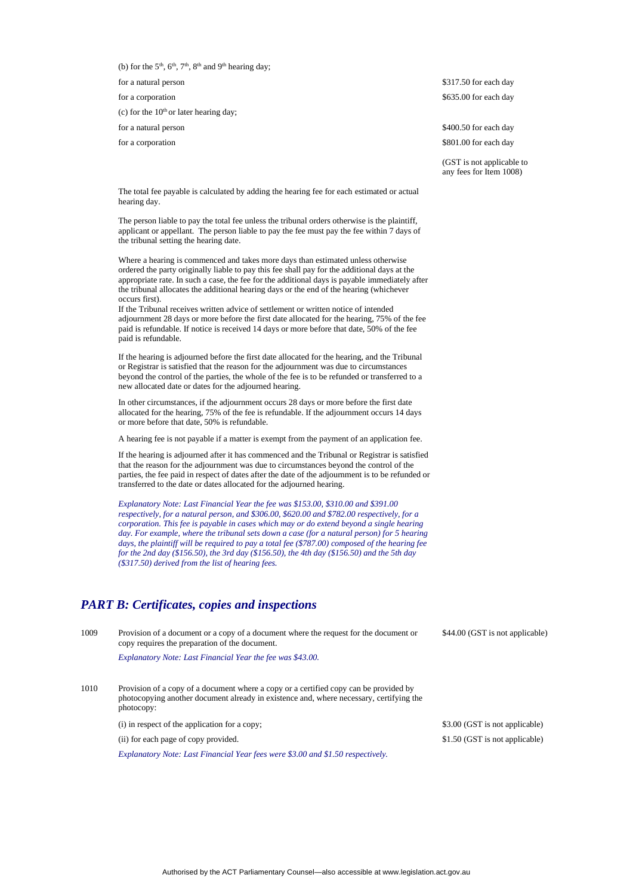| | | |
|---|---|---|
| | (b) for the 5th, 6th, 7th, 8th and 9th hearing day; | |
| | for a natural person | $317.50 for each day |
| | for a corporation | $635.00 for each day |
| | (c) for the 10th or later hearing day; | |
| | for a natural person | $400.50 for each day |
| | for a corporation | $801.00 for each day |
| | | (GST is not applicable to any fees for Item 1008) |

The total fee payable is calculated by adding the hearing fee for each estimated or actual hearing day.

The person liable to pay the total fee unless the tribunal orders otherwise is the plaintiff, applicant or appellant. The person liable to pay the fee must pay the fee within 7 days of the tribunal setting the hearing date.

Where a hearing is commenced and takes more days than estimated unless otherwise ordered the party originally liable to pay this fee shall pay for the additional days at the appropriate rate. In such a case, the fee for the additional days is payable immediately after the tribunal allocates the additional hearing days or the end of the hearing (whichever occurs first).

If the Tribunal receives written advice of settlement or written notice of intended adjournment 28 days or more before the first date allocated for the hearing, 75% of the fee paid is refundable. If notice is received 14 days or more before that date, 50% of the fee paid is refundable.

If the hearing is adjourned before the first date allocated for the hearing, and the Tribunal or Registrar is satisfied that the reason for the adjournment was due to circumstances beyond the control of the parties, the whole of the fee is to be refunded or transferred to a new allocated date or dates for the adjourned hearing.

In other circumstances, if the adjournment occurs 28 days or more before the first date allocated for the hearing, 75% of the fee is refundable. If the adjournment occurs 14 days or more before that date, 50% is refundable.

A hearing fee is not payable if a matter is exempt from the payment of an application fee.

If the hearing is adjourned after it has commenced and the Tribunal or Registrar is satisfied that the reason for the adjournment was due to circumstances beyond the control of the parties, the fee paid in respect of dates after the date of the adjournment is to be refunded or transferred to the date or dates allocated for the adjourned hearing.

*Explanatory Note: Last Financial Year the fee was $153.00, $310.00 and $391.00 respectively, for a natural person, and $306.00, $620.00 and $782.00 respectively, for a corporation. This fee is payable in cases which may or do extend beyond a single hearing day. For example, where the tribunal sets down a case (for a natural person) for 5 hearing days, the plaintiff will be required to pay a total fee ($787.00) composed of the hearing fee for the 2nd day ($156.50), the 3rd day ($156.50), the 4th day ($156.50) and the 5th day ($317.50) derived from the list of hearing fees.*

## *PART B: Certificates, copies and inspections*

| | | |
|---|---|---|
| 1009 | Provision of a document or a copy of a document where the request for the document or copy requires the preparation of the document.<br>*Explanatory Note: Last Financial Year the fee was $43.00.* | $44.00 (GST is not applicable) |
| 1010 | Provision of a copy of a document where a copy or a certified copy can be provided by photocopying another document already in existence and, where necessary, certifying the photocopy: | |
| | (i) in respect of the application for a copy; | $3.00 (GST is not applicable) |
| | (ii) for each page of copy provided. | $1.50 (GST is not applicable) |
| | *Explanatory Note: Last Financial Year fees were $3.00 and $1.50 respectively.* | |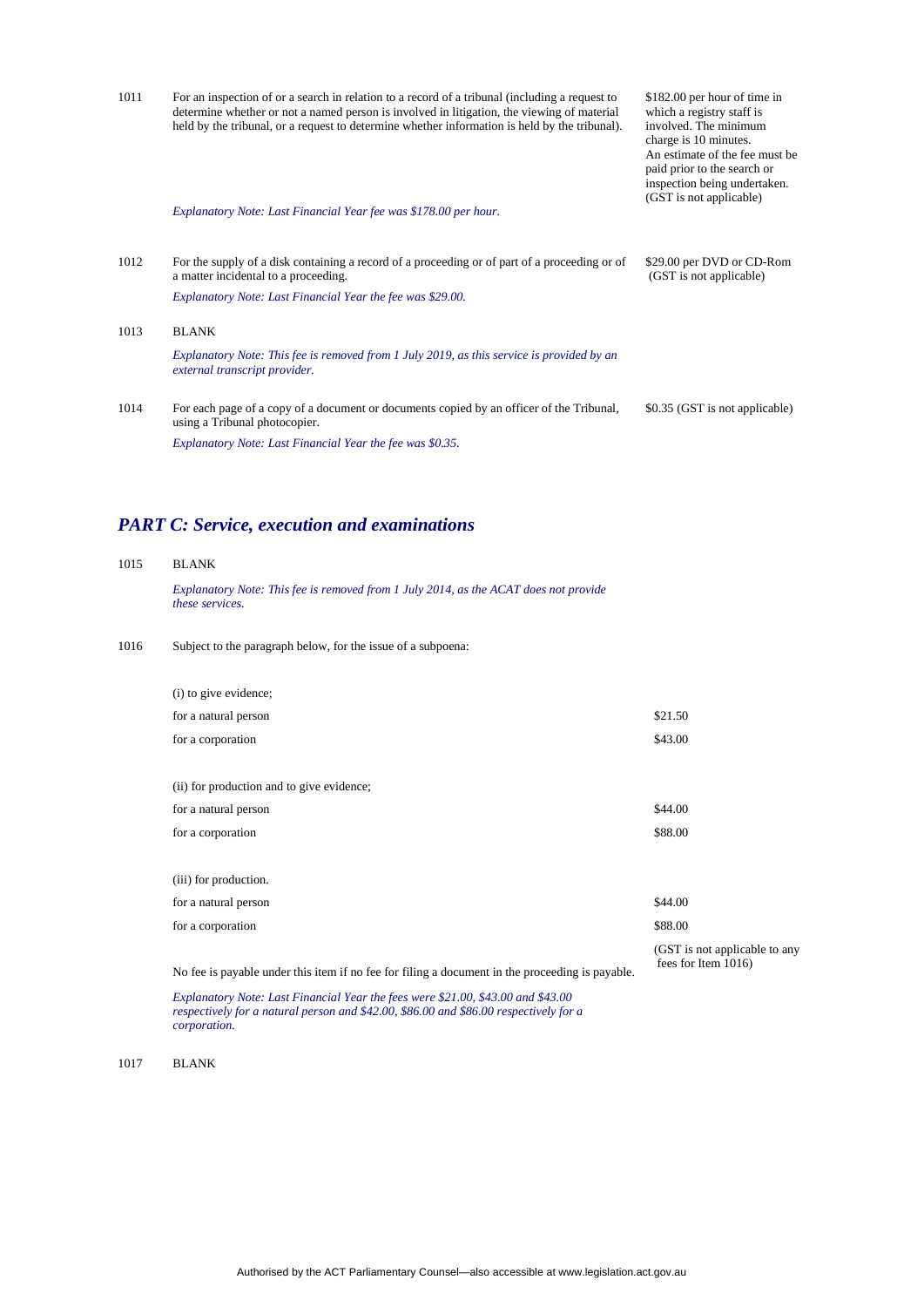| | | |
|---|---|---|
| 1011 | For an inspection of or a search in relation to a record of a tribunal (including a request to determine whether or not a named person is involved in litigation, the viewing of material held by the tribunal, or a request to determine whether information is held by the tribunal).<br><br>*Explanatory Note: Last Financial Year fee was $178.00 per hour.* | $182.00 per hour of time in which a registry staff is involved. The minimum charge is 10 minutes. An estimate of the fee must be paid prior to the search or inspection being undertaken. (GST is not applicable) |
| 1012 | For the supply of a disk containing a record of a proceeding or of part of a proceeding or of a matter incidental to a proceeding.<br><br>*Explanatory Note: Last Financial Year the fee was $29.00.* | $29.00 per DVD or CD-Rom (GST is not applicable) |
| 1013 | BLANK<br><br>*Explanatory Note: This fee is removed from 1 July 2019, as this service is provided by an external transcript provider.* | |
| 1014 | For each page of a copy of a document or documents copied by an officer of the Tribunal, using a Tribunal photocopier.<br><br>*Explanatory Note: Last Financial Year the fee was $0.35.* | $0.35 (GST is not applicable) |

## *PART C: Service, execution and examinations*

| | | |
|---|---|---|
| 1015 | BLANK<br><br>*Explanatory Note: This fee is removed from 1 July 2014, as the ACAT does not provide these services.* | |
| 1016 | Subject to the paragraph below, for the issue of a subpoena: | |
| | (i) to give evidence; | |
| | for a natural person | $21.50 |
| | for a corporation | $43.00 |
| | (ii) for production and to give evidence; | |
| | for a natural person | $44.00 |
| | for a corporation | $88.00 |
| | (iii) for production. | |
| | for a natural person | $44.00 |
| | for a corporation | $88.00 |
| | No fee is payable under this item if no fee for filing a document in the proceeding is payable.<br><br>*Explanatory Note: Last Financial Year the fees were $21.00, $43.00 and $43.00 respectively for a natural person and $42.00, $86.00 and $86.00 respectively for a corporation.* | (GST is not applicable to any fees for Item 1016) |
| 1017 | BLANK | |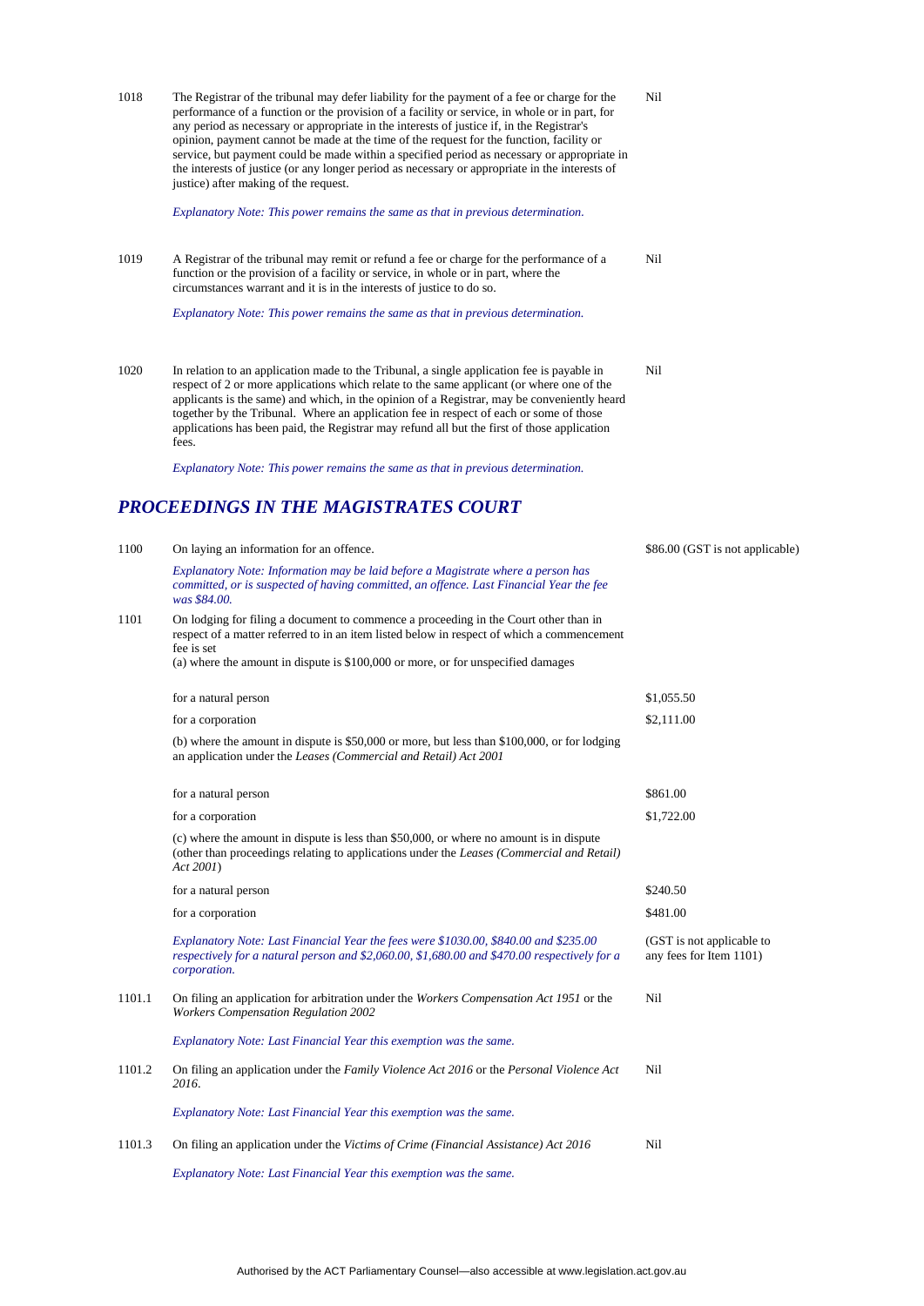| | | |
|---|---|---|
| 1018 | The Registrar of the tribunal may defer liability for the payment of a fee or charge for the performance of a function or the provision of a facility or service, in whole or in part, for any period as necessary or appropriate in the interests of justice if, in the Registrar's opinion, payment cannot be made at the time of the request for the function, facility or service, but payment could be made within a specified period as necessary or appropriate in the interests of justice (or any longer period as necessary or appropriate in the interests of justice) after making of the request.<br><br>*Explanatory Note: This power remains the same as that in previous determination.* | Nil |
| 1019 | A Registrar of the tribunal may remit or refund a fee or charge for the performance of a function or the provision of a facility or service, in whole or in part, where the circumstances warrant and it is in the interests of justice to do so.<br><br>*Explanatory Note: This power remains the same as that in previous determination.* | Nil |
| 1020 | In relation to an application made to the Tribunal, a single application fee is payable in respect of 2 or more applications which relate to the same applicant (or where one of the applicants is the same) and which, in the opinion of a Registrar, may be conveniently heard together by the Tribunal. Where an application fee in respect of each or some of those applications has been paid, the Registrar may refund all but the first of those application fees.<br><br>*Explanatory Note: This power remains the same as that in previous determination.* | Nil |

## *PROCEEDINGS IN THE MAGISTRATES COURT*

| | | |
|---|---|---|
| 1100 | On laying an information for an offence.<br><br>*Explanatory Note: Information may be laid before a Magistrate where a person has committed, or is suspected of having committed, an offence. Last Financial Year the fee was $84.00.* | $86.00 (GST is not applicable) |
| 1101 | On lodging for filing a document to commence a proceeding in the Court other than in respect of a matter referred to in an item listed below in respect of which a commencement fee is set<br>(a) where the amount in dispute is $100,000 or more, or for unspecified damages | |
| | for a natural person | $1,055.50 |
| | for a corporation | $2,111.00 |
| | (b) where the amount in dispute is $50,000 or more, but less than $100,000, or for lodging an application under the *Leases (Commercial and Retail) Act 2001* | |
| | for a natural person | $861.00 |
| | for a corporation | $1,722.00 |
| | (c) where the amount in dispute is less than $50,000, or where no amount is in dispute (other than proceedings relating to applications under the *Leases (Commercial and Retail) Act 2001*) | |
| | for a natural person | $240.50 |
| | for a corporation | $481.00 |
| | *Explanatory Note: Last Financial Year the fees were $1030.00, $840.00 and $235.00 respectively for a natural person and $2,060.00, $1,680.00 and $470.00 respectively for a corporation.* | (GST is not applicable to any fees for Item 1101) |
| 1101.1 | On filing an application for arbitration under the *Workers Compensation Act 1951* or the *Workers Compensation Regulation 2002*<br><br>*Explanatory Note: Last Financial Year this exemption was the same.* | Nil |
| 1101.2 | On filing an application under the *Family Violence Act 2016* or the *Personal Violence Act 2016*.<br><br>*Explanatory Note: Last Financial Year this exemption was the same.* | Nil |
| 1101.3 | On filing an application under the *Victims of Crime (Financial Assistance) Act 2016*<br><br>*Explanatory Note: Last Financial Year this exemption was the same.* | Nil |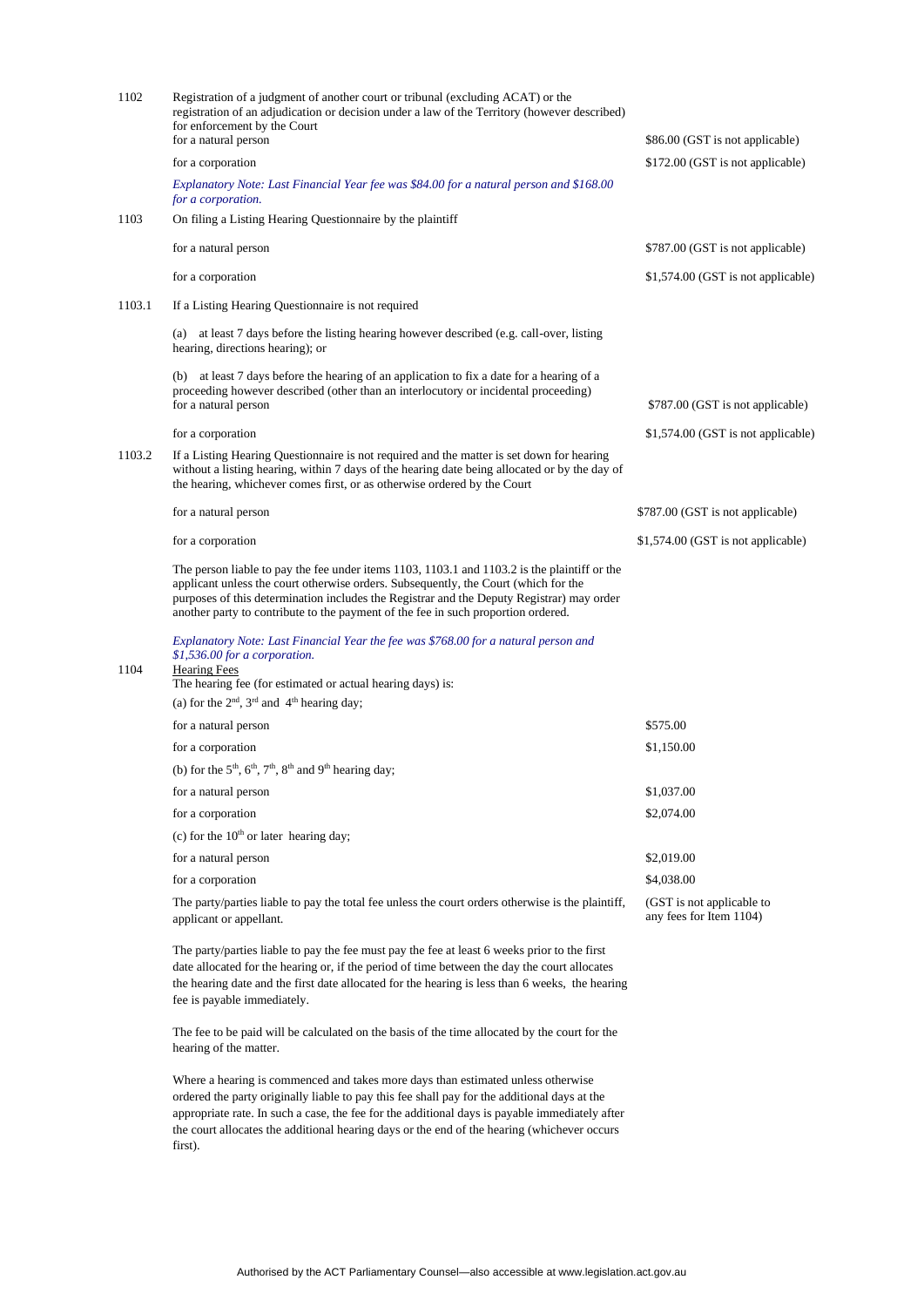| | | |
|---|---|---|
| 1102 | Registration of a judgment of another court or tribunal (excluding ACAT) or the registration of an adjudication or decision under a law of the Territory (however described) for enforcement by the Court | |
| | for a natural person | $86.00 (GST is not applicable) |
| | for a corporation | $172.00 (GST is not applicable) |
| | *Explanatory Note: Last Financial Year fee was $84.00 for a natural person and $168.00 for a corporation.* | |
| 1103 | On filing a Listing Hearing Questionnaire by the plaintiff | |
| | for a natural person | $787.00 (GST is not applicable) |
| | for a corporation | $1,574.00 (GST is not applicable) |
| 1103.1 | If a Listing Hearing Questionnaire is not required | |
| | (a) at least 7 days before the listing hearing however described (e.g. call-over, listing hearing, directions hearing); or | |
| | (b) at least 7 days before the hearing of an application to fix a date for a hearing of a proceeding however described (other than an interlocutory or incidental proceeding) | |
| | for a natural person | $787.00 (GST is not applicable) |
| | for a corporation | $1,574.00 (GST is not applicable) |
| 1103.2 | If a Listing Hearing Questionnaire is not required and the matter is set down for hearing without a listing hearing, within 7 days of the hearing date being allocated or by the day of the hearing, whichever comes first, or as otherwise ordered by the Court | |
| | for a natural person | $787.00 (GST is not applicable) |
| | for a corporation | $1,574.00 (GST is not applicable) |
| | The person liable to pay the fee under items 1103, 1103.1 and 1103.2 is the plaintiff or the applicant unless the court otherwise orders. Subsequently, the Court (which for the purposes of this determination includes the Registrar and the Deputy Registrar) may order another party to contribute to the payment of the fee in such proportion ordered. | |
| | *Explanatory Note: Last Financial Year the fee was $768.00 for a natural person and $1,536.00 for a corporation.* | |
| 1104 | Hearing Fees | |
| | The hearing fee (for estimated or actual hearing days) is: | |
| | (a) for the 2nd, 3rd and 4th hearing day; | |
| | for a natural person | $575.00 |
| | for a corporation | $1,150.00 |
| | (b) for the 5th, 6th, 7th, 8th and 9th hearing day; | |
| | for a natural person | $1,037.00 |
| | for a corporation | $2,074.00 |
| | (c) for the 10th or later hearing day; | |
| | for a natural person | $2,019.00 |
| | for a corporation | $4,038.00 |
| | The party/parties liable to pay the total fee unless the court orders otherwise is the plaintiff, applicant or appellant. | (GST is not applicable to any fees for Item 1104) |
| | The party/parties liable to pay the fee must pay the fee at least 6 weeks prior to the first date allocated for the hearing or, if the period of time between the day the court allocates the hearing date and the first date allocated for the hearing is less than 6 weeks, the hearing fee is payable immediately. | |
| | The fee to be paid will be calculated on the basis of the time allocated by the court for the hearing of the matter. | |
| | Where a hearing is commenced and takes more days than estimated unless otherwise ordered the party originally liable to pay this fee shall pay for the additional days at the appropriate rate. In such a case, the fee for the additional days is payable immediately after the court allocates the additional hearing days or the end of the hearing (whichever occurs first). | |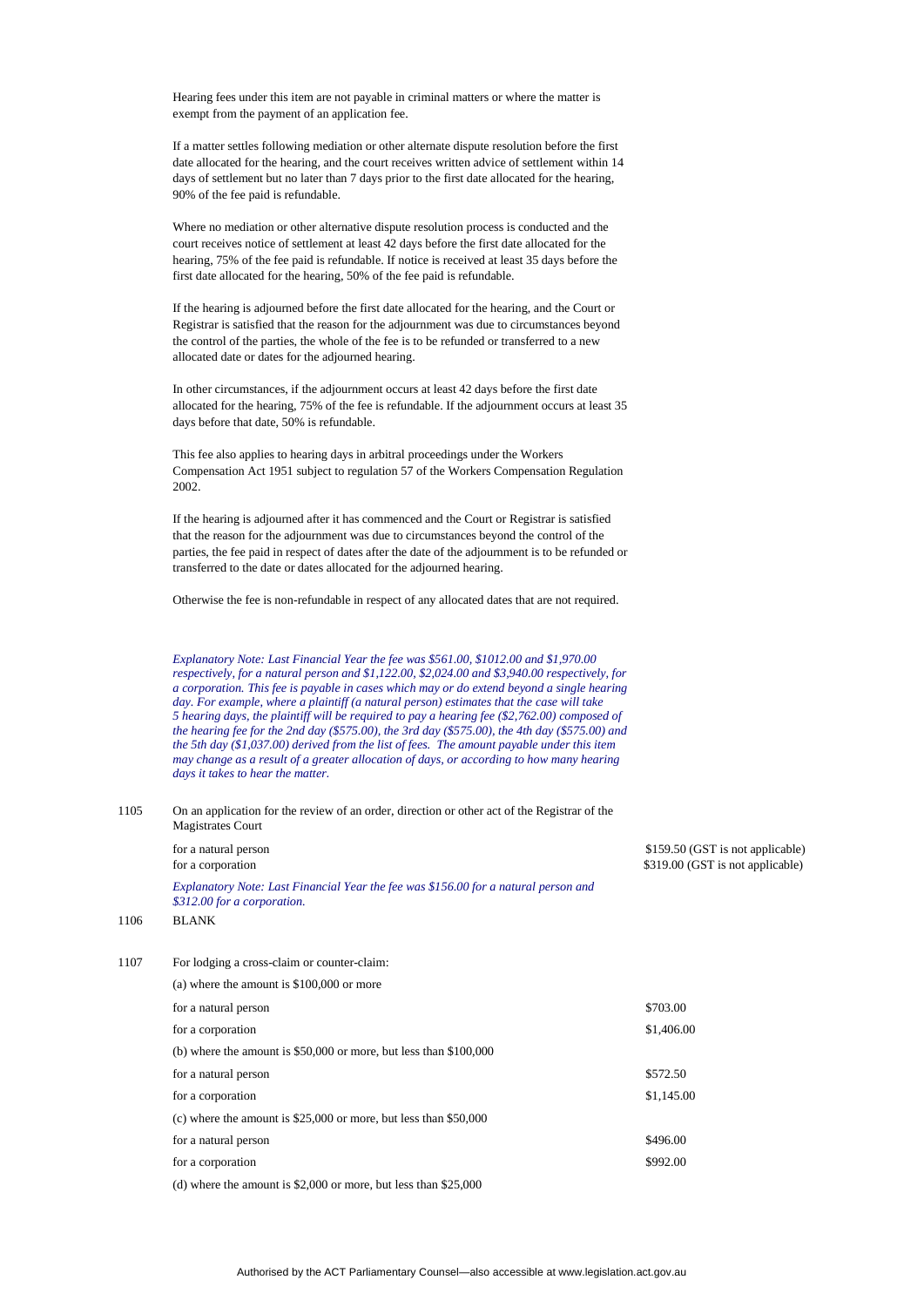Hearing fees under this item are not payable in criminal matters or where the matter is exempt from the payment of an application fee.

If a matter settles following mediation or other alternate dispute resolution before the first date allocated for the hearing, and the court receives written advice of settlement within 14 days of settlement but no later than 7 days prior to the first date allocated for the hearing, 90% of the fee paid is refundable.

Where no mediation or other alternative dispute resolution process is conducted and the court receives notice of settlement at least 42 days before the first date allocated for the hearing, 75% of the fee paid is refundable. If notice is received at least 35 days before the first date allocated for the hearing, 50% of the fee paid is refundable.

If the hearing is adjourned before the first date allocated for the hearing, and the Court or Registrar is satisfied that the reason for the adjournment was due to circumstances beyond the control of the parties, the whole of the fee is to be refunded or transferred to a new allocated date or dates for the adjourned hearing.

In other circumstances, if the adjournment occurs at least 42 days before the first date allocated for the hearing, 75% of the fee is refundable. If the adjournment occurs at least 35 days before that date, 50% is refundable.

This fee also applies to hearing days in arbitral proceedings under the Workers Compensation Act 1951 subject to regulation 57 of the Workers Compensation Regulation 2002.

If the hearing is adjourned after it has commenced and the Court or Registrar is satisfied that the reason for the adjournment was due to circumstances beyond the control of the parties, the fee paid in respect of dates after the date of the adjournment is to be refunded or transferred to the date or dates allocated for the adjourned hearing.

Otherwise the fee is non-refundable in respect of any allocated dates that are not required.

*Explanatory Note: Last Financial Year the fee was $561.00, $1012.00 and $1,970.00 respectively, for a natural person and $1,122.00, $2,024.00 and $3,940.00 respectively, for a corporation. This fee is payable in cases which may or do extend beyond a single hearing day. For example, where a plaintiff (a natural person) estimates that the case will take 5 hearing days, the plaintiff will be required to pay a hearing fee ($2,762.00) composed of the hearing fee for the 2nd day ($575.00), the 3rd day ($575.00), the 4th day ($575.00) and the 5th day ($1,037.00) derived from the list of fees. The amount payable under this item may change as a result of a greater allocation of days, or according to how many hearing days it takes to hear the matter.*

| | | |
|---|---|---|
| 1105 | On an application for the review of an order, direction or other act of the Registrar of the Magistrates Court | |
| | for a natural person | $159.50 (GST is not applicable) |
| | for a corporation | $319.00 (GST is not applicable) |
| | *Explanatory Note: Last Financial Year the fee was $156.00 for a natural person and $312.00 for a corporation.* | |
| 1106 | BLANK | |
| 1107 | For lodging a cross-claim or counter-claim: | |
| | (a) where the amount is $100,000 or more | |
| | for a natural person | $703.00 |
| | for a corporation | $1,406.00 |
| | (b) where the amount is $50,000 or more, but less than $100,000 | |
| | for a natural person | $572.50 |
| | for a corporation | $1,145.00 |
| | (c) where the amount is $25,000 or more, but less than $50,000 | |
| | for a natural person | $496.00 |
| | for a corporation | $992.00 |
| | (d) where the amount is $2,000 or more, but less than $25,000 | |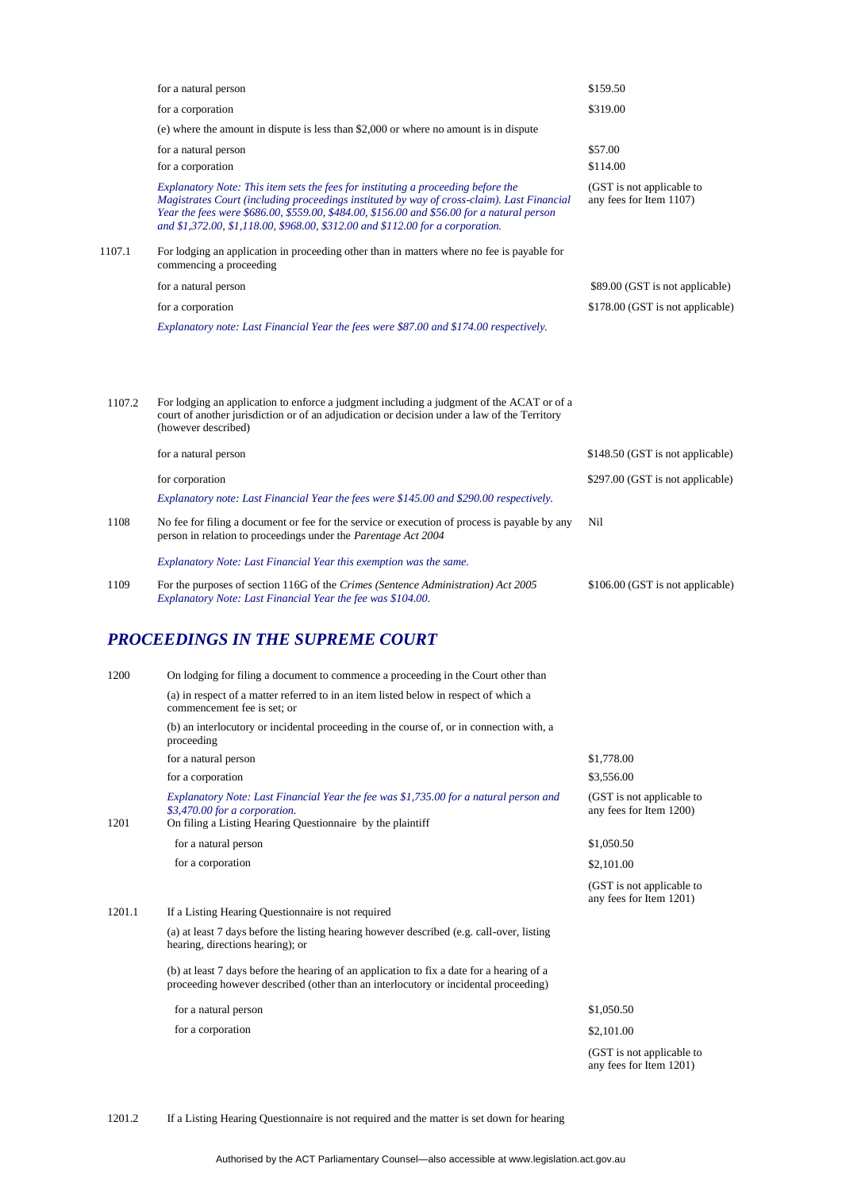| | | |
|---|---|---|
| | for a natural person | $159.50 |
| | for a corporation | $319.00 |
| | (e) where the amount in dispute is less than $2,000 or where no amount is in dispute | |
| | for a natural person | $57.00 |
| | for a corporation | $114.00 |
| | *Explanatory Note: This item sets the fees for instituting a proceeding before the Magistrates Court (including proceedings instituted by way of cross-claim). Last Financial Year the fees were $686.00, $559.00, $484.00, $156.00 and $56.00 for a natural person and $1,372.00, $1,118.00, $968.00, $312.00 and $112.00 for a corporation.* | (GST is not applicable to any fees for Item 1107) |
| 1107.1 | For lodging an application in proceeding other than in matters where no fee is payable for commencing a proceeding | |
| | for a natural person | $89.00 (GST is not applicable) |
| | for a corporation | $178.00 (GST is not applicable) |
| | *Explanatory note: Last Financial Year the fees were $87.00 and $174.00 respectively.* | |
| 1107.2 | For lodging an application to enforce a judgment including a judgment of the ACAT or of a court of another jurisdiction or of an adjudication or decision under a law of the Territory (however described) | |
| | for a natural person | $148.50 (GST is not applicable) |
| | for corporation | $297.00 (GST is not applicable) |
| | *Explanatory note: Last Financial Year the fees were $145.00 and $290.00 respectively.* | |
| 1108 | No fee for filing a document or fee for the service or execution of process is payable by any person in relation to proceedings under the *Parentage Act 2004* | Nil |
| | *Explanatory Note: Last Financial Year this exemption was the same.* | |
| 1109 | For the purposes of section 116G of the *Crimes (Sentence Administration) Act 2005* *Explanatory Note: Last Financial Year the fee was $104.00.* | $106.00 (GST is not applicable) |

## *PROCEEDINGS IN THE SUPREME COURT*

| | | |
|---|---|---|
| 1200 | On lodging for filing a document to commence a proceeding in the Court other than | |
| | (a) in respect of a matter referred to in an item listed below in respect of which a commencement fee is set; or | |
| | (b) an interlocutory or incidental proceeding in the course of, or in connection with, a proceeding | |
| | for a natural person | $1,778.00 |
| | for a corporation | $3,556.00 |
| | *Explanatory Note: Last Financial Year the fee was $1,735.00 for a natural person and $3,470.00 for a corporation.* | (GST is not applicable to any fees for Item 1200) |
| 1201 | On filing a Listing Hearing Questionnaire by the plaintiff | |
| | for a natural person | $1,050.50 |
| | for a corporation | $2,101.00 |
| | | (GST is not applicable to any fees for Item 1201) |
| 1201.1 | If a Listing Hearing Questionnaire is not required | |
| | (a) at least 7 days before the listing hearing however described (e.g. call-over, listing hearing, directions hearing); or | |
| | (b) at least 7 days before the hearing of an application to fix a date for a hearing of a proceeding however described (other than an interlocutory or incidental proceeding) | |
| | for a natural person | $1,050.50 |
| | for a corporation | $2,101.00 |
| | | (GST is not applicable to any fees for Item 1201) |
| 1201.2 | If a Listing Hearing Questionnaire is not required and the matter is set down for hearing | |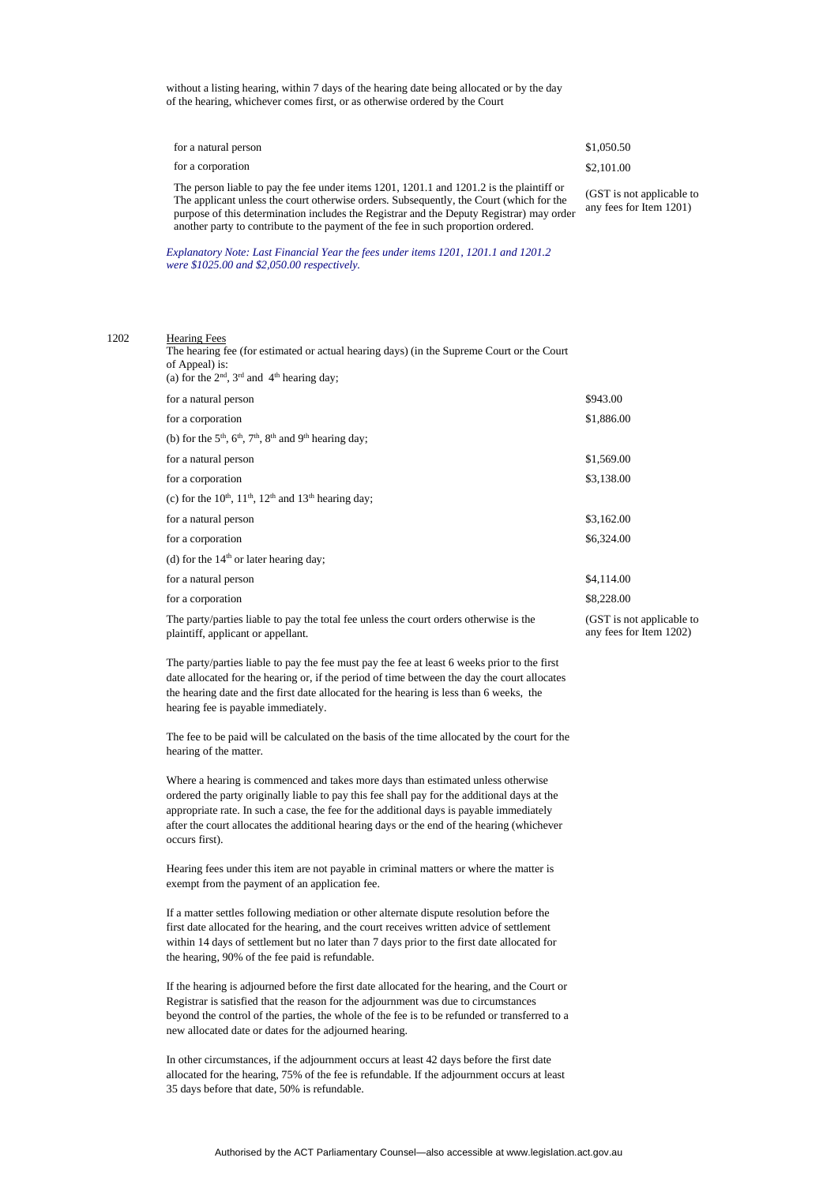without a listing hearing, within 7 days of the hearing date being allocated or by the day of the hearing, whichever comes first, or as otherwise ordered by the Court

| | |
|---|---|
| for a natural person | \$1,050.50 |
| for a corporation | \$2,101.00 |
| The person liable to pay the fee under items 1201, 1201.1 and 1201.2 is the plaintiff or The applicant unless the court otherwise orders. Subsequently, the Court (which for the purpose of this determination includes the Registrar and the Deputy Registrar) may order another party to contribute to the payment of the fee in such proportion ordered. | (GST is not applicable to any fees for Item 1201) |

*Explanatory Note: Last Financial Year the fees under items 1201, 1201.1 and 1201.2 were \$1025.00 and \$2,050.00 respectively.*

1202 Hearing Fees

The hearing fee (for estimated or actual hearing days) (in the Supreme Court or the Court of Appeal) is:

| | |
|---|---|
| (a) for the 2nd, 3rd and 4th hearing day; | |
| for a natural person | \$943.00 |
| for a corporation | \$1,886.00 |
| (b) for the 5th, 6th, 7th, 8th and 9th hearing day; | |
| for a natural person | \$1,569.00 |
| for a corporation | \$3,138.00 |
| (c) for the 10th, 11th, 12th and 13th hearing day; | |
| for a natural person | \$3,162.00 |
| for a corporation | \$6,324.00 |
| (d) for the 14th or later hearing day; | |
| for a natural person | \$4,114.00 |
| for a corporation | \$8,228.00 |
| The party/parties liable to pay the total fee unless the court orders otherwise is the plaintiff, applicant or appellant. | (GST is not applicable to any fees for Item 1202) |

The party/parties liable to pay the fee must pay the fee at least 6 weeks prior to the first date allocated for the hearing or, if the period of time between the day the court allocates the hearing date and the first date allocated for the hearing is less than 6 weeks, the hearing fee is payable immediately.

The fee to be paid will be calculated on the basis of the time allocated by the court for the hearing of the matter.

Where a hearing is commenced and takes more days than estimated unless otherwise ordered the party originally liable to pay this fee shall pay for the additional days at the appropriate rate. In such a case, the fee for the additional days is payable immediately after the court allocates the additional hearing days or the end of the hearing (whichever occurs first).

Hearing fees under this item are not payable in criminal matters or where the matter is exempt from the payment of an application fee.

If a matter settles following mediation or other alternate dispute resolution before the first date allocated for the hearing, and the court receives written advice of settlement within 14 days of settlement but no later than 7 days prior to the first date allocated for the hearing, 90% of the fee paid is refundable.

If the hearing is adjourned before the first date allocated for the hearing, and the Court or Registrar is satisfied that the reason for the adjournment was due to circumstances beyond the control of the parties, the whole of the fee is to be refunded or transferred to a new allocated date or dates for the adjourned hearing.

In other circumstances, if the adjournment occurs at least 42 days before the first date allocated for the hearing, 75% of the fee is refundable. If the adjournment occurs at least 35 days before that date, 50% is refundable.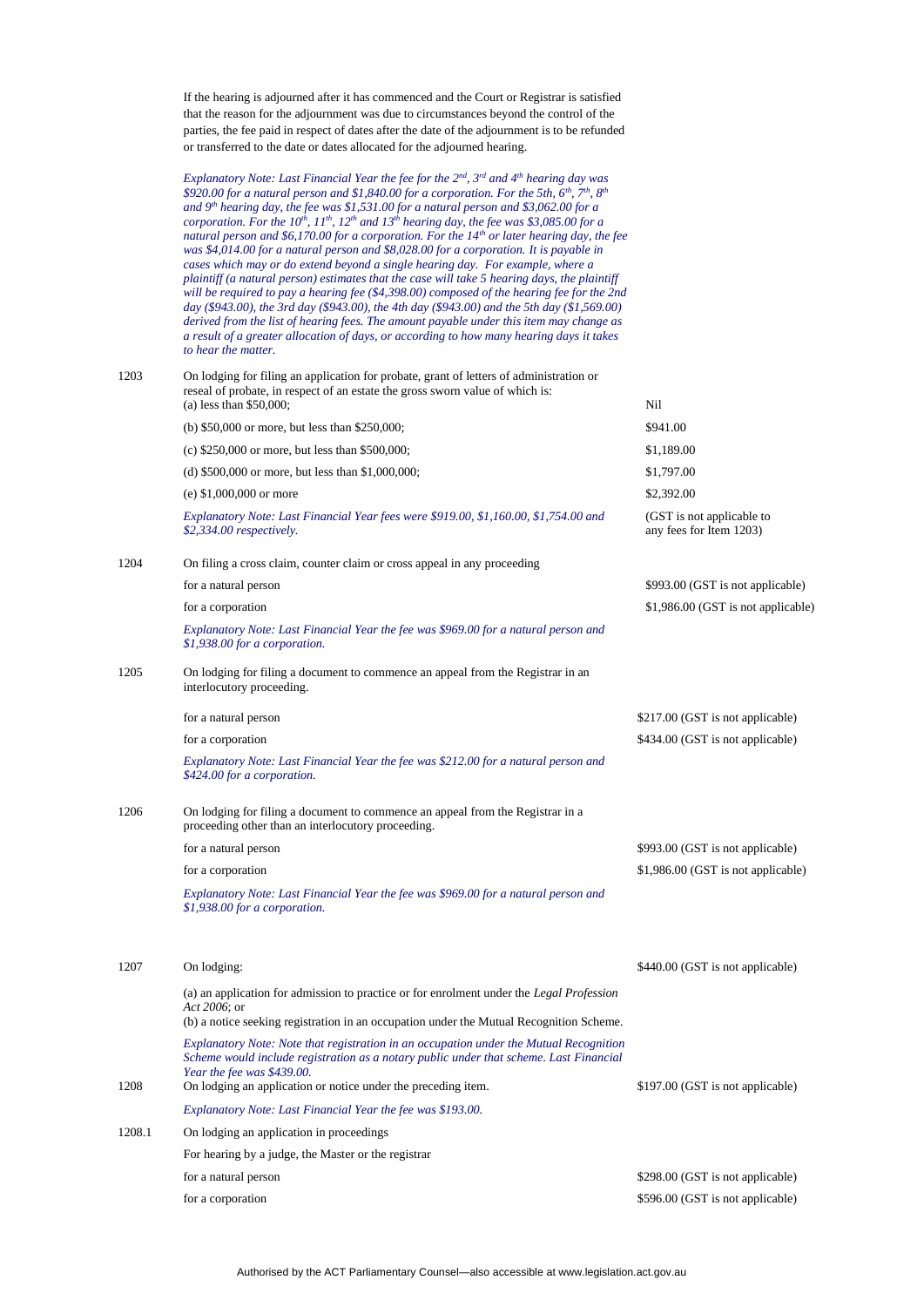| | | |
|---|---|---|
| | If the hearing is adjourned after it has commenced and the Court or Registrar is satisfied that the reason for the adjournment was due to circumstances beyond the control of the parties, the fee paid in respect of dates after the date of the adjournment is to be refunded or transferred to the date or dates allocated for the adjourned hearing. | |
| | *Explanatory Note: Last Financial Year the fee for the 2nd, 3rd and 4th hearing day was $920.00 for a natural person and $1,840.00 for a corporation. For the 5th, 6th, 7th, 8th and 9th hearing day, the fee was $1,531.00 for a natural person and $3,062.00 for a corporation. For the 10th, 11th, 12th and 13th hearing day, the fee was $3,085.00 for a natural person and $6,170.00 for a corporation. For the 14th or later hearing day, the fee was $4,014.00 for a natural person and $8,028.00 for a corporation. It is payable in cases which may or do extend beyond a single hearing day. For example, where a plaintiff (a natural person) estimates that the case will take 5 hearing days, the plaintiff will be required to pay a hearing fee ($4,398.00) composed of the hearing fee for the 2nd day ($943.00), the 3rd day ($943.00), the 4th day ($943.00) and the 5th day ($1,569.00) derived from the list of hearing fees. The amount payable under this item may change as a result of a greater allocation of days, or according to how many hearing days it takes to hear the matter.* | |
| 1203 | On lodging for filing an application for probate, grant of letters of administration or reseal of probate, in respect of an estate the gross sworn value of which is: | |
| | (a) less than $50,000; | Nil |
| | (b) $50,000 or more, but less than $250,000; | $941.00 |
| | (c) $250,000 or more, but less than $500,000; | $1,189.00 |
| | (d) $500,000 or more, but less than $1,000,000; | $1,797.00 |
| | (e) $1,000,000 or more | $2,392.00 |
| | *Explanatory Note: Last Financial Year fees were $919.00, $1,160.00, $1,754.00 and $2,334.00 respectively.* | (GST is not applicable to any fees for Item 1203) |
| 1204 | On filing a cross claim, counter claim or cross appeal in any proceeding | |
| | for a natural person | $993.00 (GST is not applicable) |
| | for a corporation | $1,986.00 (GST is not applicable) |
| | *Explanatory Note: Last Financial Year the fee was $969.00 for a natural person and $1,938.00 for a corporation.* | |
| 1205 | On lodging for filing a document to commence an appeal from the Registrar in an interlocutory proceeding. | |
| | for a natural person | $217.00 (GST is not applicable) |
| | for a corporation | $434.00 (GST is not applicable) |
| | *Explanatory Note: Last Financial Year the fee was $212.00 for a natural person and $424.00 for a corporation.* | |
| 1206 | On lodging for filing a document to commence an appeal from the Registrar in a proceeding other than an interlocutory proceeding. | |
| | for a natural person | $993.00 (GST is not applicable) |
| | for a corporation | $1,986.00 (GST is not applicable) |
| | *Explanatory Note: Last Financial Year the fee was $969.00 for a natural person and $1,938.00 for a corporation.* | |
| 1207 | On lodging: | $440.00 (GST is not applicable) |
| | (a) an application for admission to practice or for enrolment under the *Legal Profession Act 2006*; or<br>(b) a notice seeking registration in an occupation under the Mutual Recognition Scheme. | |
| | *Explanatory Note: Note that registration in an occupation under the Mutual Recognition Scheme would include registration as a notary public under that scheme. Last Financial Year the fee was $439.00.* | |
| 1208 | On lodging an application or notice under the preceding item. | $197.00 (GST is not applicable) |
| | *Explanatory Note: Last Financial Year the fee was $193.00.* | |
| 1208.1 | On lodging an application in proceedings | |
| | For hearing by a judge, the Master or the registrar | |
| | for a natural person | $298.00 (GST is not applicable) |
| | for a corporation | $596.00 (GST is not applicable) |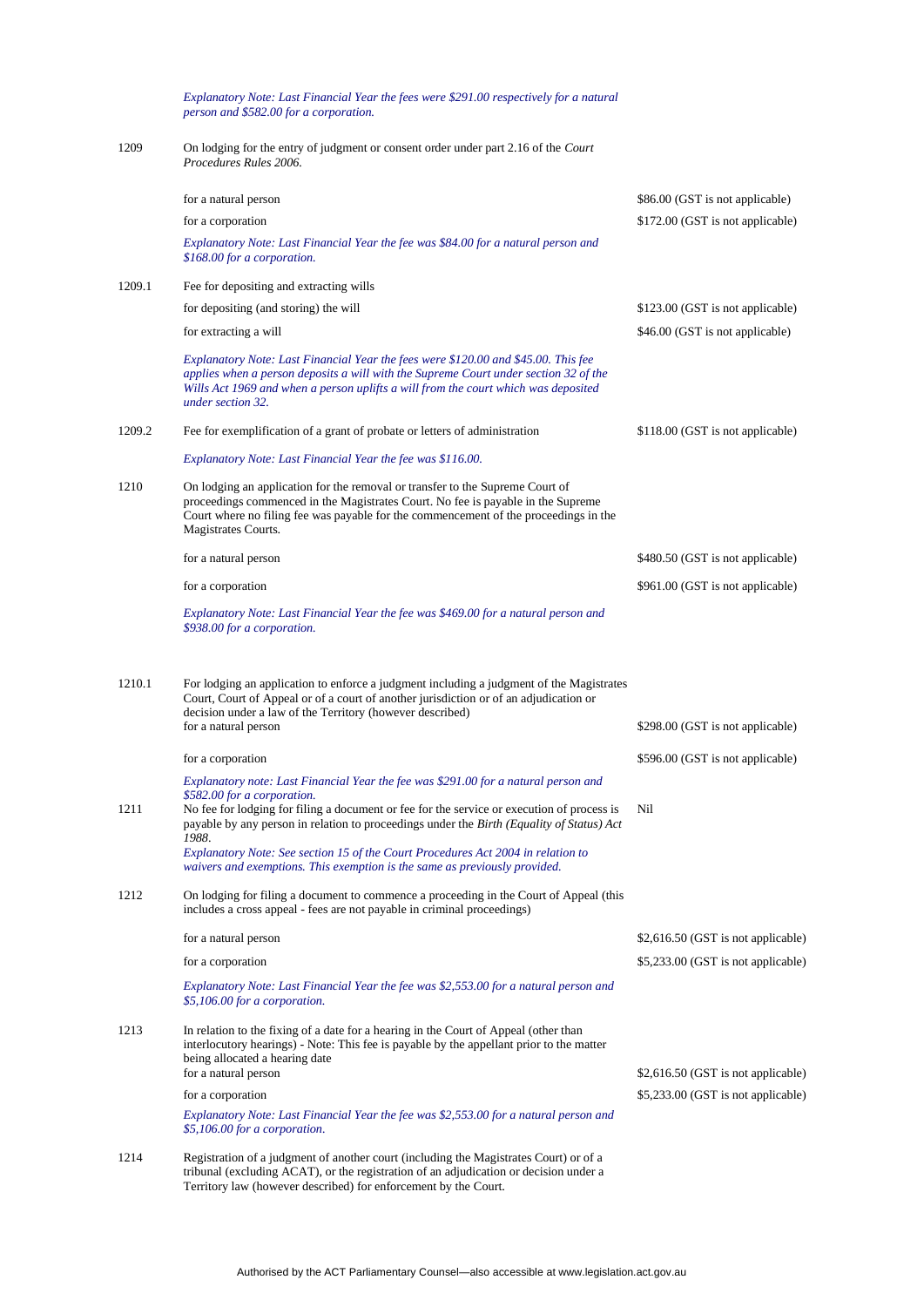| | | |
|---|---|---|
| | *Explanatory Note: Last Financial Year the fees were $291.00 respectively for a natural person and $582.00 for a corporation.* | |
| 1209 | On lodging for the entry of judgment or consent order under part 2.16 of the *Court Procedures Rules 2006*. | |
| | for a natural person | $86.00 (GST is not applicable) |
| | for a corporation | $172.00 (GST is not applicable) |
| | *Explanatory Note: Last Financial Year the fee was $84.00 for a natural person and $168.00 for a corporation.* | |
| 1209.1 | Fee for depositing and extracting wills | |
| | for depositing (and storing) the will | $123.00 (GST is not applicable) |
| | for extracting a will | $46.00 (GST is not applicable) |
| | *Explanatory Note: Last Financial Year the fees were $120.00 and $45.00. This fee applies when a person deposits a will with the Supreme Court under section 32 of the Wills Act 1969 and when a person uplifts a will from the court which was deposited under section 32.* | |
| 1209.2 | Fee for exemplification of a grant of probate or letters of administration | $118.00 (GST is not applicable) |
| | *Explanatory Note: Last Financial Year the fee was $116.00.* | |
| 1210 | On lodging an application for the removal or transfer to the Supreme Court of proceedings commenced in the Magistrates Court. No fee is payable in the Supreme Court where no filing fee was payable for the commencement of the proceedings in the Magistrates Courts. | |
| | for a natural person | $480.50 (GST is not applicable) |
| | for a corporation | $961.00 (GST is not applicable) |
| | *Explanatory Note: Last Financial Year the fee was $469.00 for a natural person and $938.00 for a corporation.* | |
| 1210.1 | For lodging an application to enforce a judgment including a judgment of the Magistrates Court, Court of Appeal or of a court of another jurisdiction or of an adjudication or decision under a law of the Territory (however described) | |
| | for a natural person | $298.00 (GST is not applicable) |
| | for a corporation | $596.00 (GST is not applicable) |
| | *Explanatory note: Last Financial Year the fee was $291.00 for a natural person and $582.00 for a corporation.* | |
| 1211 | No fee for lodging for filing a document or fee for the service or execution of process is payable by any person in relation to proceedings under the *Birth (Equality of Status) Act 1988*. | Nil |
| | *Explanatory Note: See section 15 of the Court Procedures Act 2004 in relation to waivers and exemptions. This exemption is the same as previously provided.* | |
| 1212 | On lodging for filing a document to commence a proceeding in the Court of Appeal (this includes a cross appeal - fees are not payable in criminal proceedings) | |
| | for a natural person | $2,616.50 (GST is not applicable) |
| | for a corporation | $5,233.00 (GST is not applicable) |
| | *Explanatory Note: Last Financial Year the fee was $2,553.00 for a natural person and $5,106.00 for a corporation.* | |
| 1213 | In relation to the fixing of a date for a hearing in the Court of Appeal (other than interlocutory hearings) - Note: This fee is payable by the appellant prior to the matter being allocated a hearing date | |
| | for a natural person | $2,616.50 (GST is not applicable) |
| | for a corporation | $5,233.00 (GST is not applicable) |
| | *Explanatory Note: Last Financial Year the fee was $2,553.00 for a natural person and $5,106.00 for a corporation.* | |
| 1214 | Registration of a judgment of another court (including the Magistrates Court) or of a tribunal (excluding ACAT), or the registration of an adjudication or decision under a Territory law (however described) for enforcement by the Court. | |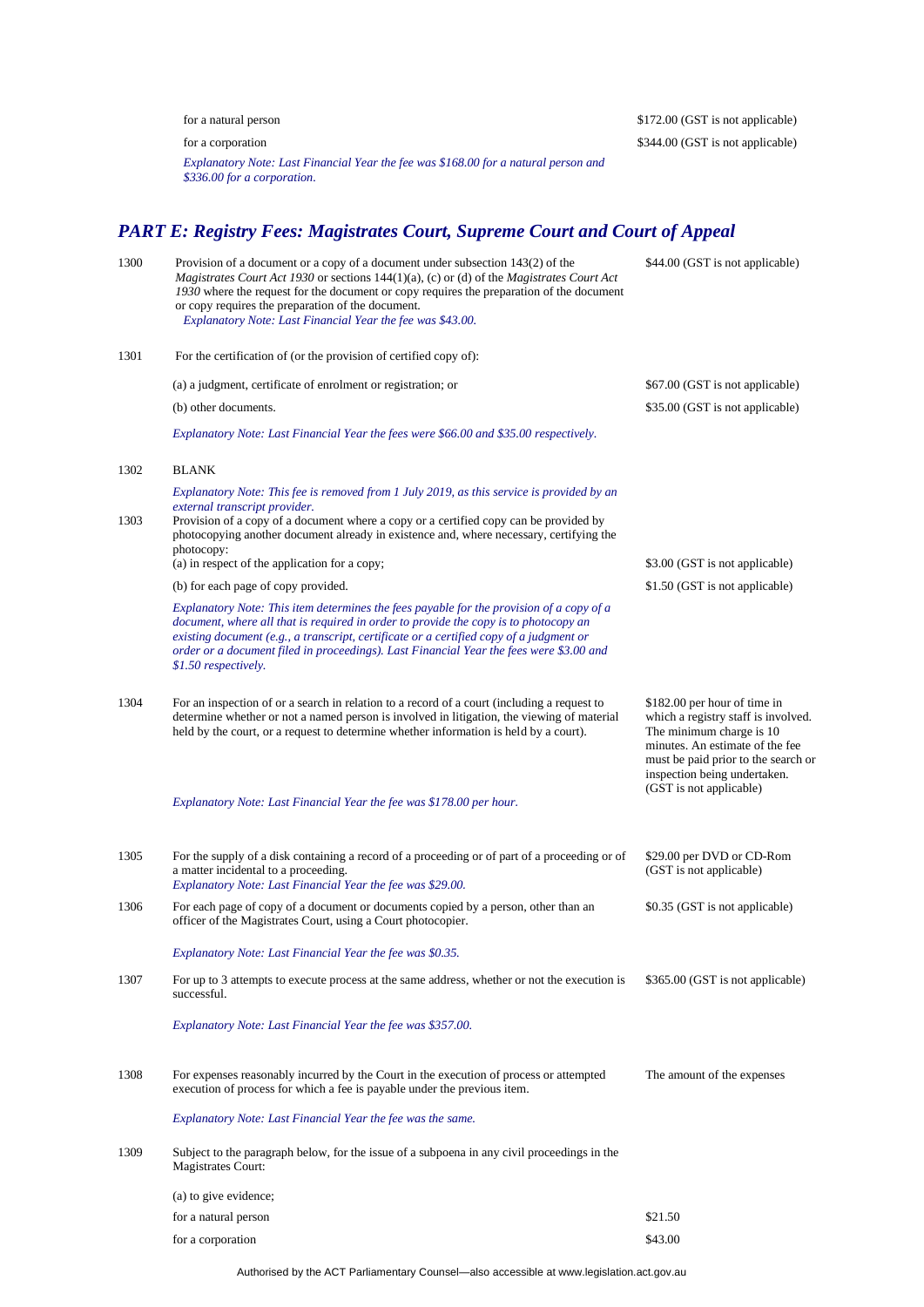| | | |
|---|---|---|
| | for a natural person | $172.00 (GST is not applicable) |
| | for a corporation | $344.00 (GST is not applicable) |
| | *Explanatory Note: Last Financial Year the fee was $168.00 for a natural person and $336.00 for a corporation.* | |

## *PART E: Registry Fees: Magistrates Court, Supreme Court and Court of Appeal*

| | | |
|---|---|---|
| 1300 | Provision of a document or a copy of a document under subsection 143(2) of the *Magistrates Court Act 1930* or sections 144(1)(a), (c) or (d) of the *Magistrates Court Act 1930* where the request for the document or copy requires the preparation of the document or copy requires the preparation of the document. *Explanatory Note: Last Financial Year the fee was $43.00.* | $44.00 (GST is not applicable) |
| 1301 | For the certification of (or the provision of certified copy of): | |
| | (a) a judgment, certificate of enrolment or registration; or | $67.00 (GST is not applicable) |
| | (b) other documents. | $35.00 (GST is not applicable) |
| | *Explanatory Note: Last Financial Year the fees were $66.00 and $35.00 respectively.* | |
| 1302 | BLANK | |
| | *Explanatory Note: This fee is removed from 1 July 2019, as this service is provided by an external transcript provider.* | |
| 1303 | Provision of a copy of a document where a copy or a certified copy can be provided by photocopying another document already in existence and, where necessary, certifying the photocopy: | |
| | (a) in respect of the application for a copy; | $3.00 (GST is not applicable) |
| | (b) for each page of copy provided. | $1.50 (GST is not applicable) |
| | *Explanatory Note: This item determines the fees payable for the provision of a copy of a document, where all that is required in order to provide the copy is to photocopy an existing document (e.g., a transcript, certificate or a certified copy of a judgment or order or a document filed in proceedings). Last Financial Year the fees were $3.00 and $1.50 respectively.* | |
| 1304 | For an inspection of or a search in relation to a record of a court (including a request to determine whether or not a named person is involved in litigation, the viewing of material held by the court, or a request to determine whether information is held by a court). *Explanatory Note: Last Financial Year the fee was $178.00 per hour.* | $182.00 per hour of time in which a registry staff is involved. The minimum charge is 10 minutes. An estimate of the fee must be paid prior to the search or inspection being undertaken. (GST is not applicable) |
| 1305 | For the supply of a disk containing a record of a proceeding or of part of a proceeding or of a matter incidental to a proceeding. *Explanatory Note: Last Financial Year the fee was $29.00.* | $29.00 per DVD or CD-Rom (GST is not applicable) |
| 1306 | For each page of copy of a document or documents copied by a person, other than an officer of the Magistrates Court, using a Court photocopier. *Explanatory Note: Last Financial Year the fee was $0.35.* | $0.35 (GST is not applicable) |
| 1307 | For up to 3 attempts to execute process at the same address, whether or not the execution is successful. *Explanatory Note: Last Financial Year the fee was $357.00.* | $365.00 (GST is not applicable) |
| 1308 | For expenses reasonably incurred by the Court in the execution of process or attempted execution of process for which a fee is payable under the previous item. *Explanatory Note: Last Financial Year the fee was the same.* | The amount of the expenses |
| 1309 | Subject to the paragraph below, for the issue of a subpoena in any civil proceedings in the Magistrates Court: | |
| | (a) to give evidence; | |
| | for a natural person | $21.50 |
| | for a corporation | $43.00 |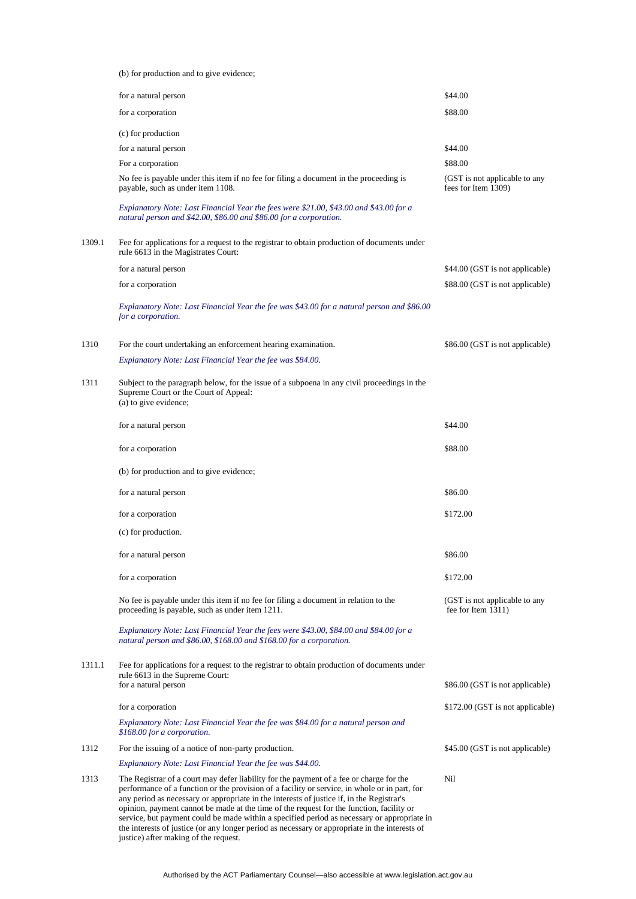| | | |
|---|---|---|
| | (b) for production and to give evidence; | |
| | for a natural person | $44.00 |
| | for a corporation | $88.00 |
| | (c) for production | |
| | for a natural person | $44.00 |
| | For a corporation | $88.00 |
| | No fee is payable under this item if no fee for filing a document in the proceeding is payable, such as under item 1108. | (GST is not applicable to any fees for Item 1309) |
| | *Explanatory Note: Last Financial Year the fees were $21.00, $43.00 and $43.00 for a natural person and $42.00, $86.00 and $86.00 for a corporation.* | |
| 1309.1 | Fee for applications for a request to the registrar to obtain production of documents under rule 6613 in the Magistrates Court: | |
| | for a natural person | $44.00 (GST is not applicable) |
| | for a corporation | $88.00 (GST is not applicable) |
| | *Explanatory Note: Last Financial Year the fee was $43.00 for a natural person and $86.00 for a corporation.* | |
| 1310 | For the court undertaking an enforcement hearing examination. | $86.00 (GST is not applicable) |
| | *Explanatory Note: Last Financial Year the fee was $84.00.* | |
| 1311 | Subject to the paragraph below, for the issue of a subpoena in any civil proceedings in the Supreme Court or the Court of Appeal:<br>(a) to give evidence; | |
| | for a natural person | $44.00 |
| | for a corporation | $88.00 |
| | (b) for production and to give evidence; | |
| | for a natural person | $86.00 |
| | for a corporation | $172.00 |
| | (c) for production. | |
| | for a natural person | $86.00 |
| | for a corporation | $172.00 |
| | No fee is payable under this item if no fee for filing a document in relation to the proceeding is payable, such as under item 1211. | (GST is not applicable to any fee for Item 1311) |
| | *Explanatory Note: Last Financial Year the fees were $43.00, $84.00 and $84.00 for a natural person and $86.00, $168.00 and $168.00 for a corporation.* | |
| 1311.1 | Fee for applications for a request to the registrar to obtain production of documents under rule 6613 in the Supreme Court:<br>for a natural person | $86.00 (GST is not applicable) |
| | for a corporation | $172.00 (GST is not applicable) |
| | *Explanatory Note: Last Financial Year the fee was $84.00 for a natural person and $168.00 for a corporation.* | |
| 1312 | For the issuing of a notice of non-party production. | $45.00 (GST is not applicable) |
| | *Explanatory Note: Last Financial Year the fee was $44.00.* | |
| 1313 | The Registrar of a court may defer liability for the payment of a fee or charge for the performance of a function or the provision of a facility or service, in whole or in part, for any period as necessary or appropriate in the interests of justice if, in the Registrar's opinion, payment cannot be made at the time of the request for the function, facility or service, but payment could be made within a specified period as necessary or appropriate in the interests of justice (or any longer period as necessary or appropriate in the interests of justice) after making of the request. | Nil |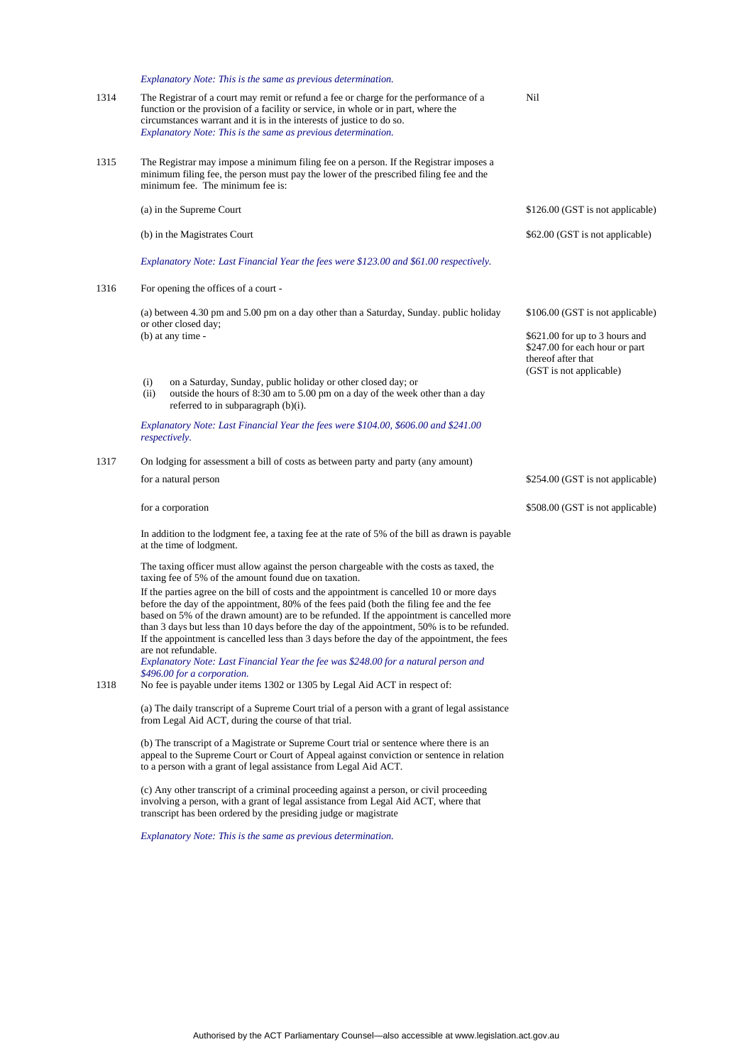*Explanatory Note: This is the same as previous determination.*

| | | |
|---|---|---|
| 1314 | The Registrar of a court may remit or refund a fee or charge for the performance of a function or the provision of a facility or service, in whole or in part, where the circumstances warrant and it is in the interests of justice to do so.<br>*Explanatory Note: This is the same as previous determination.* | Nil |
| 1315 | The Registrar may impose a minimum filing fee on a person. If the Registrar imposes a minimum filing fee, the person must pay the lower of the prescribed filing fee and the minimum fee. The minimum fee is: | |
| | (a) in the Supreme Court | $126.00 (GST is not applicable) |
| | (b) in the Magistrates Court | $62.00 (GST is not applicable) |
| | *Explanatory Note: Last Financial Year the fees were $123.00 and $61.00 respectively.* | |
| 1316 | For opening the offices of a court - | |
| | (a) between 4.30 pm and 5.00 pm on a day other than a Saturday, Sunday. public holiday or other closed day; | $106.00 (GST is not applicable) |
| | (b) at any time -<br>(i) on a Saturday, Sunday, public holiday or other closed day; or<br>(ii) outside the hours of 8:30 am to 5.00 pm on a day of the week other than a day referred to in subparagraph (b)(i). | $621.00 for up to 3 hours and $247.00 for each hour or part thereof after that (GST is not applicable) |
| | *Explanatory Note: Last Financial Year the fees were $104.00, $606.00 and $241.00 respectively.* | |
| 1317 | On lodging for assessment a bill of costs as between party and party (any amount) | |
| | for a natural person | $254.00 (GST is not applicable) |
| | for a corporation | $508.00 (GST is not applicable) |
| | In addition to the lodgment fee, a taxing fee at the rate of 5% of the bill as drawn is payable at the time of lodgment.<br><br>The taxing officer must allow against the person chargeable with the costs as taxed, the taxing fee of 5% of the amount found due on taxation.<br>If the parties agree on the bill of costs and the appointment is cancelled 10 or more days before the day of the appointment, 80% of the fees paid (both the filing fee and the fee based on 5% of the drawn amount) are to be refunded. If the appointment is cancelled more than 3 days but less than 10 days before the day of the appointment, 50% is to be refunded. If the appointment is cancelled less than 3 days before the day of the appointment, the fees are not refundable.<br>*Explanatory Note: Last Financial Year the fee was $248.00 for a natural person and $496.00 for a corporation.* | |
| 1318 | No fee is payable under items 1302 or 1305 by Legal Aid ACT in respect of: | |
| | (a) The daily transcript of a Supreme Court trial of a person with a grant of legal assistance from Legal Aid ACT, during the course of that trial. | |
| | (b) The transcript of a Magistrate or Supreme Court trial or sentence where there is an appeal to the Supreme Court or Court of Appeal against conviction or sentence in relation to a person with a grant of legal assistance from Legal Aid ACT. | |
| | (c) Any other transcript of a criminal proceeding against a person, or civil proceeding involving a person, with a grant of legal assistance from Legal Aid ACT, where that transcript has been ordered by the presiding judge or magistrate | |
| | *Explanatory Note: This is the same as previous determination.* | |